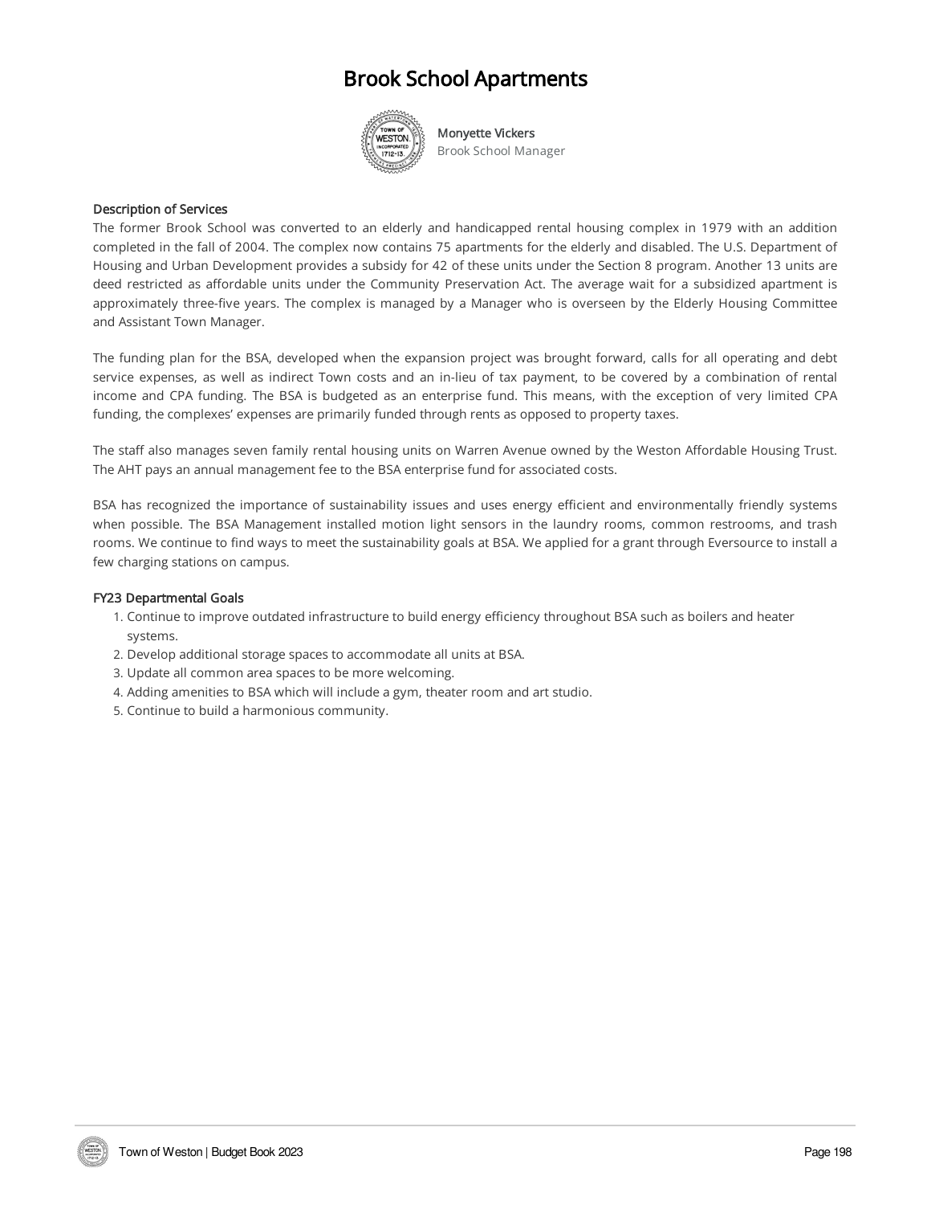# Brook School Apartments

**Monyette Vickers**
Brook School Manager

### Description of Services

The former Brook School was converted to an elderly and handicapped rental housing complex in 1979 with an addition completed in the fall of 2004. The complex now contains 75 apartments for the elderly and disabled. The U.S. Department of Housing and Urban Development provides a subsidy for 42 of these units under the Section 8 program. Another 13 units are deed restricted as affordable units under the Community Preservation Act. The average wait for a subsidized apartment is approximately three-five years. The complex is managed by a Manager who is overseen by the Elderly Housing Committee and Assistant Town Manager.

The funding plan for the BSA, developed when the expansion project was brought forward, calls for all operating and debt service expenses, as well as indirect Town costs and an in-lieu of tax payment, to be covered by a combination of rental income and CPA funding. The BSA is budgeted as an enterprise fund. This means, with the exception of very limited CPA funding, the complexes' expenses are primarily funded through rents as opposed to property taxes.

The staff also manages seven family rental housing units on Warren Avenue owned by the Weston Affordable Housing Trust. The AHT pays an annual management fee to the BSA enterprise fund for associated costs.

BSA has recognized the importance of sustainability issues and uses energy efficient and environmentally friendly systems when possible. The BSA Management installed motion light sensors in the laundry rooms, common restrooms, and trash rooms. We continue to find ways to meet the sustainability goals at BSA. We applied for a grant through Eversource to install a few charging stations on campus.

### FY23 Departmental Goals

1. Continue to improve outdated infrastructure to build energy efficiency throughout BSA such as boilers and heater systems.
2. Develop additional storage spaces to accommodate all units at BSA.
3. Update all common area spaces to be more welcoming.
4. Adding amenities to BSA which will include a gym, theater room and art studio.
5. Continue to build a harmonious community.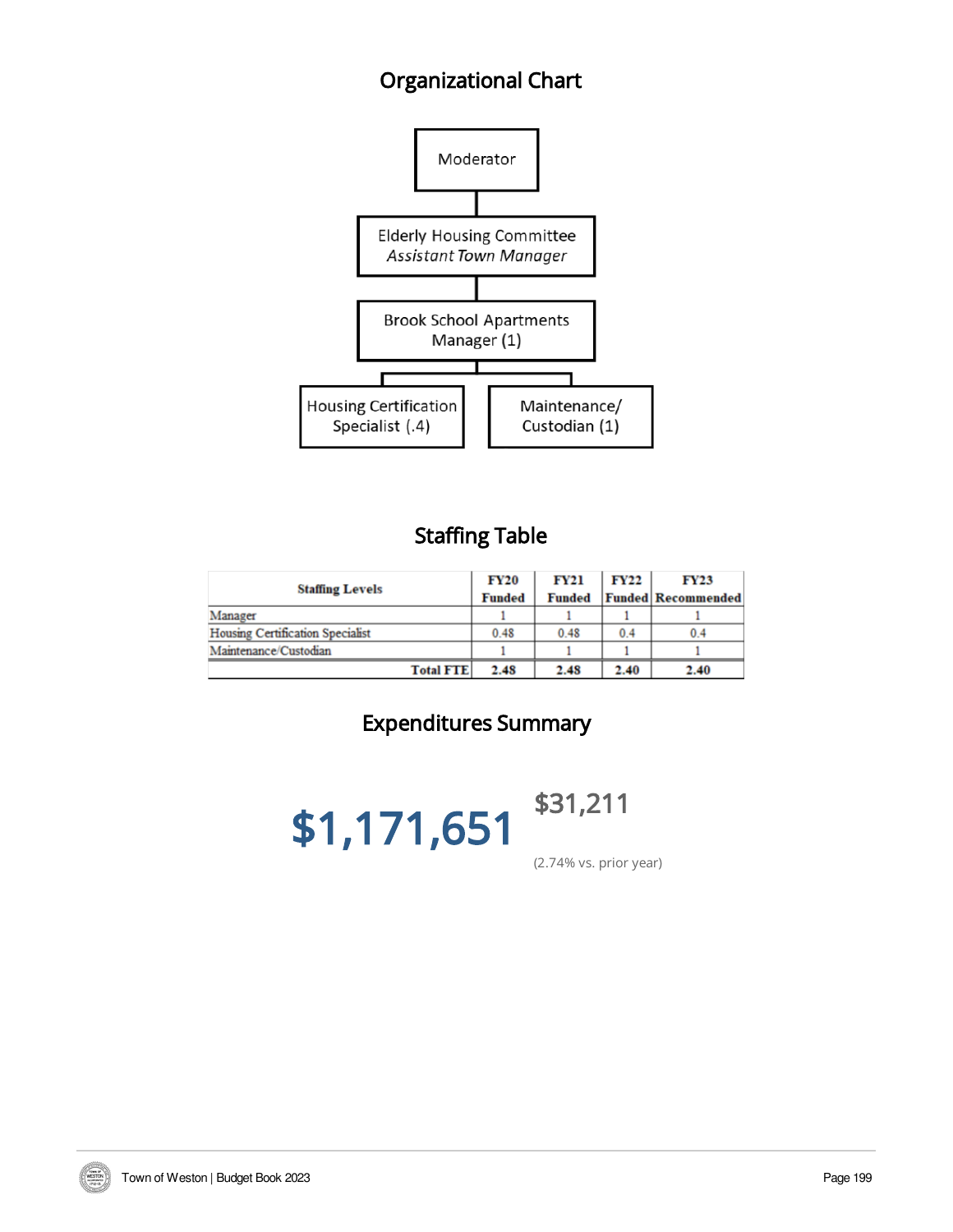## Organizational Chart

- Moderator
  - Elderly Housing Committee
    *Assistant Town Manager*
    - Brook School Apartments Manager (1)
      - Housing Certification Specialist (.4)
      - Maintenance/ Custodian (1)

## Staffing Table

| Staffing Levels | FY20 Funded | FY21 Funded | FY22 Funded | FY23 Recommended |
|---|---|---|---|---|
| Manager | 1 | 1 | 1 | 1 |
| Housing Certification Specialist | 0.48 | 0.48 | 0.4 | 0.4 |
| Maintenance/Custodian | 1 | 1 | 1 | 1 |
| **Total FTE** | **2.48** | **2.48** | **2.40** | **2.40** |

## Expenditures Summary

**$1,171,651**

**$31,211**

(2.74% vs. prior year)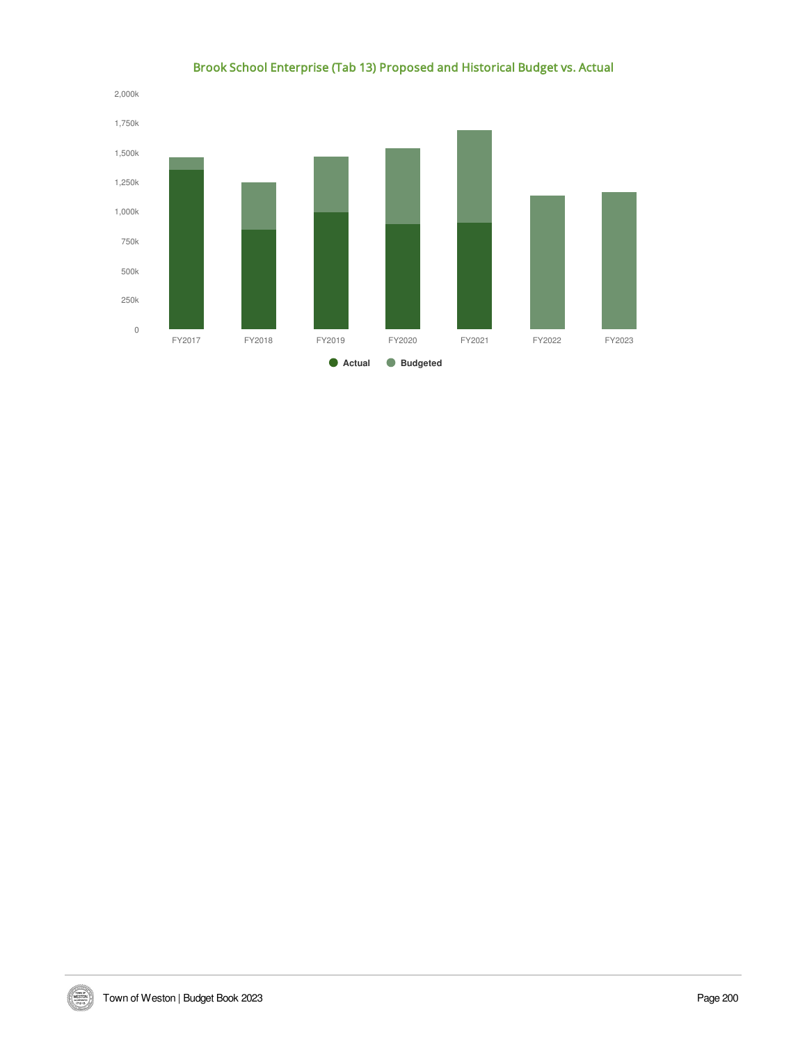## Brook School Enterprise (Tab 13) Proposed and Historical Budget vs. Actual

2,000k
1,750k
1,500k
1,250k
1,000k
750k
500k
250k
0

FY2017 FY2018 FY2019 FY2020 FY2021 FY2022 FY2023

Actual Budgeted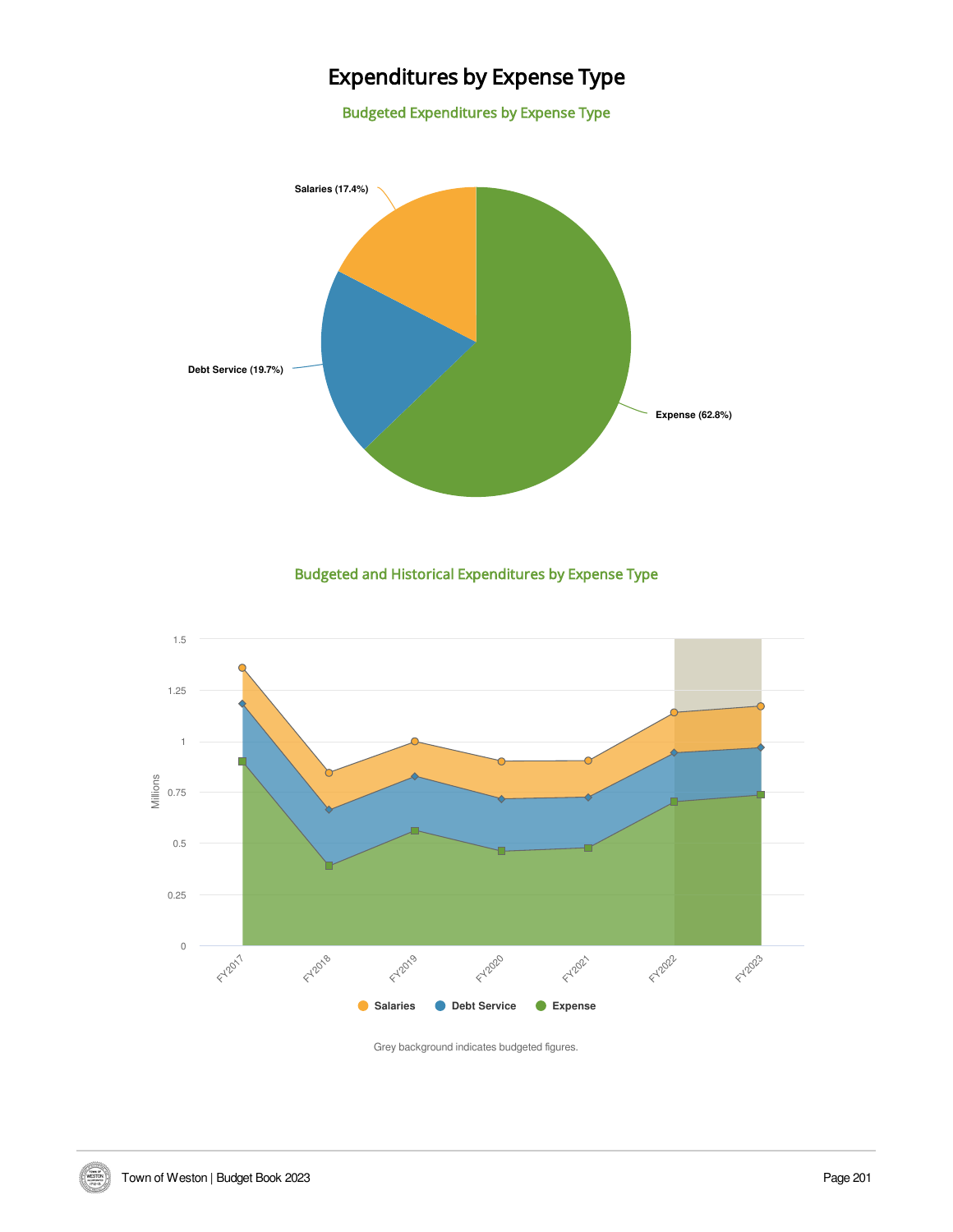# Expenditures by Expense Type

## Budgeted Expenditures by Expense Type

Salaries (17.4%)

Debt Service (19.7%)

Expense (62.8%)

## Budgeted and Historical Expenditures by Expense Type

Salaries | Debt Service | Expense

Grey background indicates budgeted figures.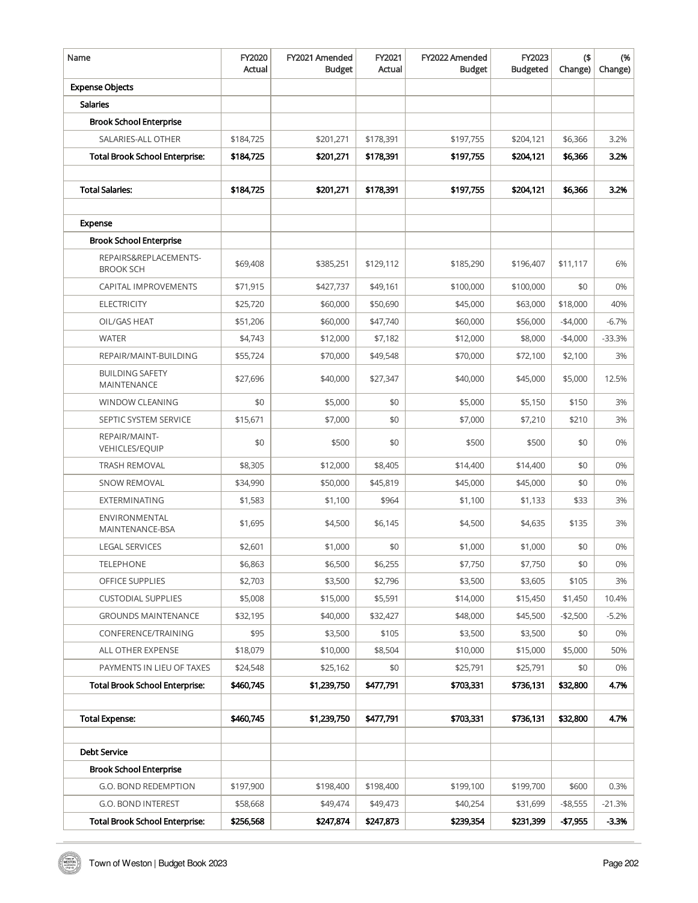| Name | FY2020 Actual | FY2021 Amended Budget | FY2021 Actual | FY2022 Amended Budget | FY2023 Budgeted | ($ Change) | (% Change) |
|---|---|---|---|---|---|---|---|
| **Expense Objects** | | | | | | | |
| **Salaries** | | | | | | | |
| **Brook School Enterprise** | | | | | | | |
| SALARIES-ALL OTHER | $184,725 | $201,271 | $178,391 | $197,755 | $204,121 | $6,366 | 3.2% |
| **Total Brook School Enterprise:** | **$184,725** | **$201,271** | **$178,391** | **$197,755** | **$204,121** | **$6,366** | **3.2%** |
| | | | | | | | |
| **Total Salaries:** | **$184,725** | **$201,271** | **$178,391** | **$197,755** | **$204,121** | **$6,366** | **3.2%** |
| | | | | | | | |
| **Expense** | | | | | | | |
| **Brook School Enterprise** | | | | | | | |
| REPAIRS&REPLACEMENTS-BROOK SCH | $69,408 | $385,251 | $129,112 | $185,290 | $196,407 | $11,117 | 6% |
| CAPITAL IMPROVEMENTS | $71,915 | $427,737 | $49,161 | $100,000 | $100,000 | $0 | 0% |
| ELECTRICITY | $25,720 | $60,000 | $50,690 | $45,000 | $63,000 | $18,000 | 40% |
| OIL/GAS HEAT | $51,206 | $60,000 | $47,740 | $60,000 | $56,000 | -$4,000 | -6.7% |
| WATER | $4,743 | $12,000 | $7,182 | $12,000 | $8,000 | -$4,000 | -33.3% |
| REPAIR/MAINT-BUILDING | $55,724 | $70,000 | $49,548 | $70,000 | $72,100 | $2,100 | 3% |
| BUILDING SAFETY MAINTENANCE | $27,696 | $40,000 | $27,347 | $40,000 | $45,000 | $5,000 | 12.5% |
| WINDOW CLEANING | $0 | $5,000 | $0 | $5,000 | $5,150 | $150 | 3% |
| SEPTIC SYSTEM SERVICE | $15,671 | $7,000 | $0 | $7,000 | $7,210 | $210 | 3% |
| REPAIR/MAINT-VEHICLES/EQUIP | $0 | $500 | $0 | $500 | $500 | $0 | 0% |
| TRASH REMOVAL | $8,305 | $12,000 | $8,405 | $14,400 | $14,400 | $0 | 0% |
| SNOW REMOVAL | $34,990 | $50,000 | $45,819 | $45,000 | $45,000 | $0 | 0% |
| EXTERMINATING | $1,583 | $1,100 | $964 | $1,100 | $1,133 | $33 | 3% |
| ENVIRONMENTAL MAINTENANCE-BSA | $1,695 | $4,500 | $6,145 | $4,500 | $4,635 | $135 | 3% |
| LEGAL SERVICES | $2,601 | $1,000 | $0 | $1,000 | $1,000 | $0 | 0% |
| TELEPHONE | $6,863 | $6,500 | $6,255 | $7,750 | $7,750 | $0 | 0% |
| OFFICE SUPPLIES | $2,703 | $3,500 | $2,796 | $3,500 | $3,605 | $105 | 3% |
| CUSTODIAL SUPPLIES | $5,008 | $15,000 | $5,591 | $14,000 | $15,450 | $1,450 | 10.4% |
| GROUNDS MAINTENANCE | $32,195 | $40,000 | $32,427 | $48,000 | $45,500 | -$2,500 | -5.2% |
| CONFERENCE/TRAINING | $95 | $3,500 | $105 | $3,500 | $3,500 | $0 | 0% |
| ALL OTHER EXPENSE | $18,079 | $10,000 | $8,504 | $10,000 | $15,000 | $5,000 | 50% |
| PAYMENTS IN LIEU OF TAXES | $24,548 | $25,162 | $0 | $25,791 | $25,791 | $0 | 0% |
| **Total Brook School Enterprise:** | **$460,745** | **$1,239,750** | **$477,791** | **$703,331** | **$736,131** | **$32,800** | **4.7%** |
| | | | | | | | |
| **Total Expense:** | **$460,745** | **$1,239,750** | **$477,791** | **$703,331** | **$736,131** | **$32,800** | **4.7%** |
| | | | | | | | |
| **Debt Service** | | | | | | | |
| **Brook School Enterprise** | | | | | | | |
| G.O. BOND REDEMPTION | $197,900 | $198,400 | $198,400 | $199,100 | $199,700 | $600 | 0.3% |
| G.O. BOND INTEREST | $58,668 | $49,474 | $49,473 | $40,254 | $31,699 | -$8,555 | -21.3% |
| **Total Brook School Enterprise:** | **$256,568** | **$247,874** | **$247,873** | **$239,354** | **$231,399** | **-$7,955** | **-3.3%** |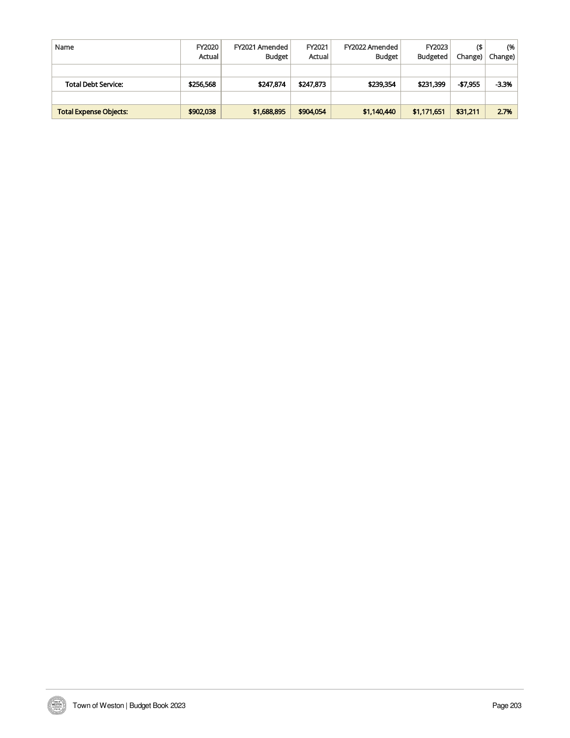| Name | FY2020 Actual | FY2021 Amended Budget | FY2021 Actual | FY2022 Amended Budget | FY2023 Budgeted | ($ Change) | (% Change) |
|---|---|---|---|---|---|---|---|
| | | | | | | | |
| **Total Debt Service:** | **$256,568** | **$247,874** | **$247,873** | **$239,354** | **$231,399** | **-$7,955** | **-3.3%** |
| | | | | | | | |
| **Total Expense Objects:** | **$902,038** | **$1,688,895** | **$904,054** | **$1,140,440** | **$1,171,651** | **$31,211** | **2.7%** |